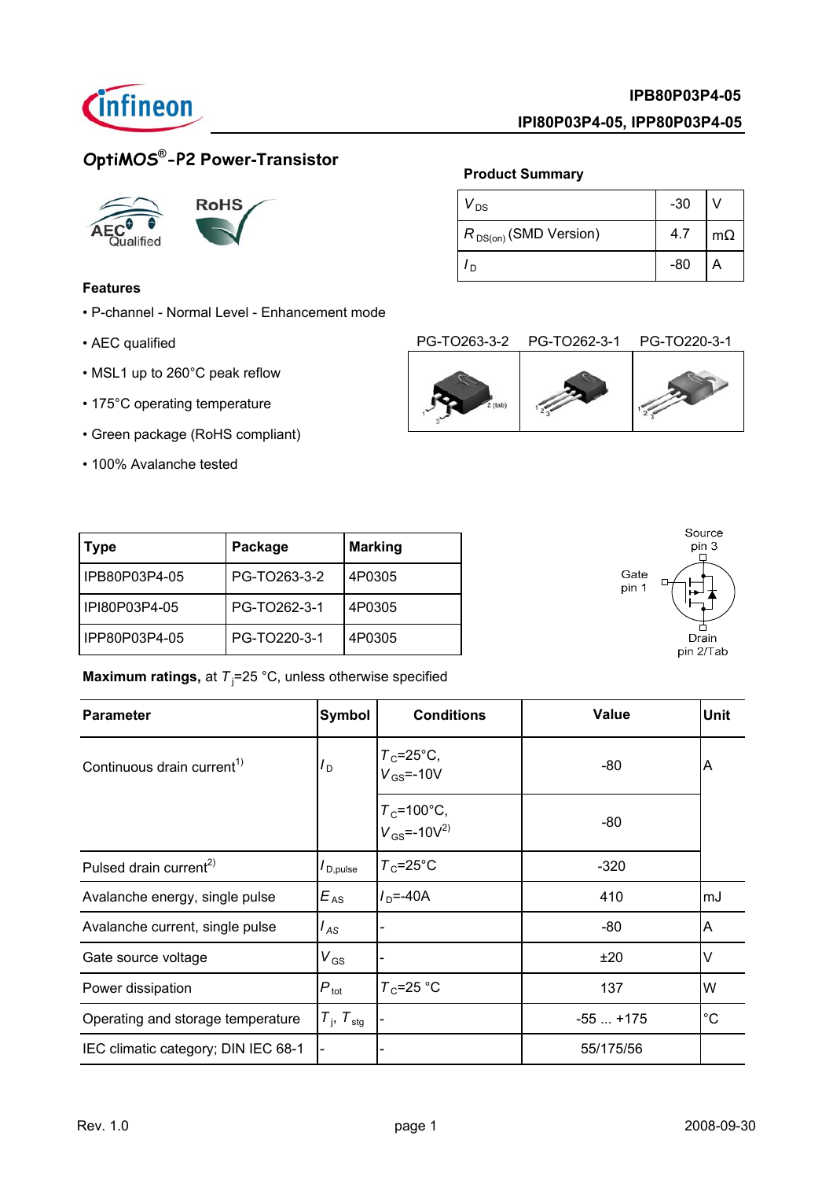**IPB80P03P4-05**

**IPI80P03P4-05, IPP80P03P4-05**

## *OptiMOS*®*-P2* Power-Transistor

**Product Summary**

| | | |
|---|---|---|
| $V_{DS}$ | -30 | V |
| $R_{DS(on)}$ (SMD Version) | 4.7 | mΩ |
| $I_D$ | -80 | A |

**Features**

- P-channel - Normal Level - Enhancement mode
- AEC qualified
- MSL1 up to 260°C peak reflow
- 175°C operating temperature
- Green package (RoHS compliant)
- 100% Avalanche tested

PG-TO263-3-2 | PG-TO262-3-1 | PG-TO220-3-1

| Type | Package | Marking |
|---|---|---|
| IPB80P03P4-05 | PG-TO263-3-2 | 4P0305 |
| IPI80P03P4-05 | PG-TO262-3-1 | 4P0305 |
| IPP80P03P4-05 | PG-TO220-3-1 | 4P0305 |

Source pin 3; Gate pin 1; Drain pin 2/Tab

**Maximum ratings,** at $T_j$=25 °C, unless otherwise specified

| Parameter | Symbol | Conditions | Value | Unit |
|---|---|---|---|---|
| Continuous drain current[1] | $I_D$ | $T_C$=25°C, $V_{GS}$=-10V | -80 | A |
| | | $T_C$=100°C, $V_{GS}$=-10V[2] | -80 | |
| Pulsed drain current[2] | $I_{D,pulse}$ | $T_C$=25°C | -320 | |
| Avalanche energy, single pulse | $E_{AS}$ | $I_D$=-40A | 410 | mJ |
| Avalanche current, single pulse | $I_{AS}$ | - | -80 | A |
| Gate source voltage | $V_{GS}$ | - | ±20 | V |
| Power dissipation | $P_{tot}$ | $T_C$=25 °C | 137 | W |
| Operating and storage temperature | $T_j$, $T_{stg}$ | - | -55 ... +175 | °C |
| IEC climatic category; DIN IEC 68-1 | - | - | 55/175/56 | |

Rev. 1.0 | 2008-09-30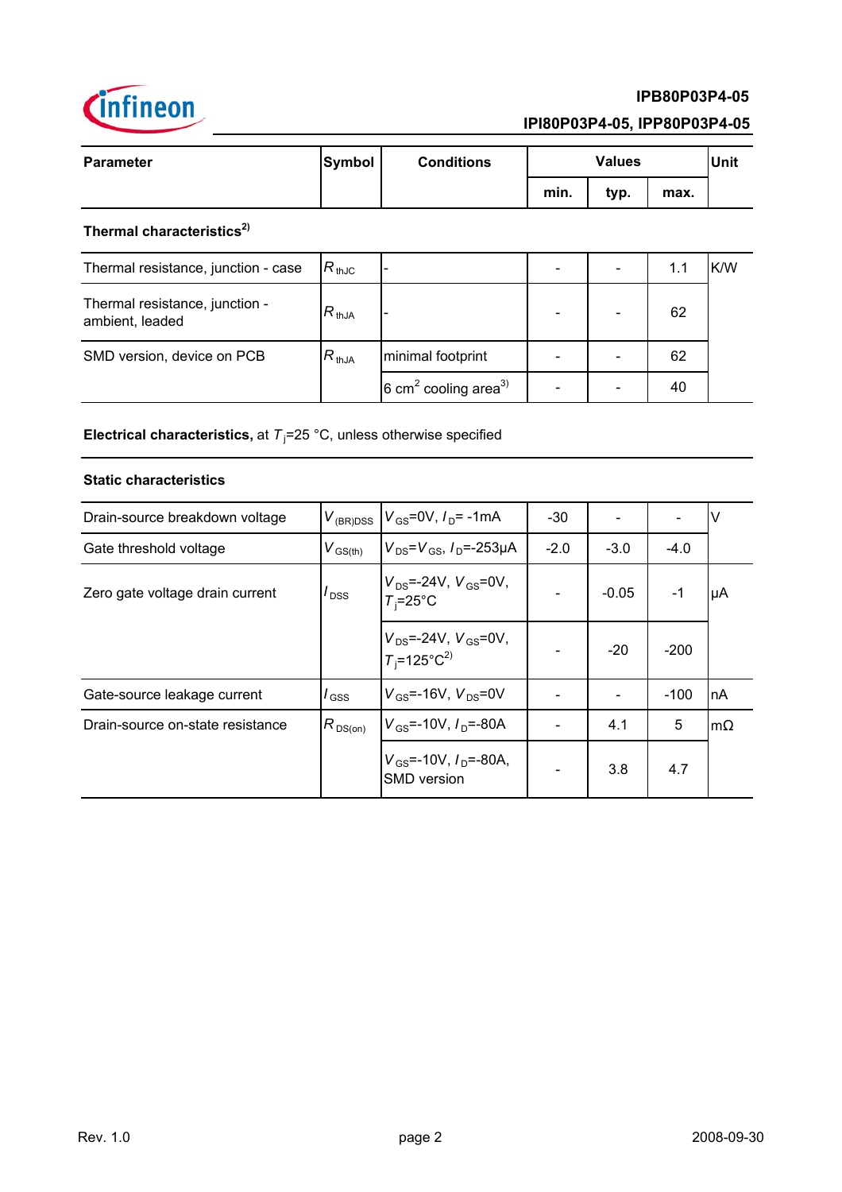| Parameter | Symbol | Conditions | Values | | | Unit |
|---|---|---|---|---|---|---|
| | | | min. | typ. | max. | |
| **Thermal characteristics**[2)] | | | | | | |
| Thermal resistance, junction - case | $R_{thJC}$ | - | - | - | 1.1 | K/W |
| Thermal resistance, junction - ambient, leaded | $R_{thJA}$ | - | - | - | 62 | |
| SMD version, device on PCB | $R_{thJA}$ | minimal footprint | - | - | 62 | |
| | | 6 $cm^2$ cooling area[3)] | - | - | 40 | |

**Electrical characteristics,** at $T_j$=25 °C, unless otherwise specified

| Parameter | Symbol | Conditions | min. | typ. | max. | Unit |
|---|---|---|---|---|---|---|
| **Static characteristics** | | | | | | |
| Drain-source breakdown voltage | $V_{(BR)DSS}$ | $V_{GS}$=0V, $I_D$= -1mA | -30 | - | - | V |
| Gate threshold voltage | $V_{GS(th)}$ | $V_{DS}$=$V_{GS}$, $I_D$=-253µA | -2.0 | -3.0 | -4.0 | |
| Zero gate voltage drain current | $I_{DSS}$ | $V_{DS}$=-24V, $V_{GS}$=0V, $T_j$=25°C | - | -0.05 | -1 | µA |
| | | $V_{DS}$=-24V, $V_{GS}$=0V, $T_j$=125°C[2)] | - | -20 | -200 | |
| Gate-source leakage current | $I_{GSS}$ | $V_{GS}$=-16V, $V_{DS}$=0V | - | - | -100 | nA |
| Drain-source on-state resistance | $R_{DS(on)}$ | $V_{GS}$=-10V, $I_D$=-80A | - | 4.1 | 5 | mΩ |
| | | $V_{GS}$=-10V, $I_D$=-80A, SMD version | - | 3.8 | 4.7 | |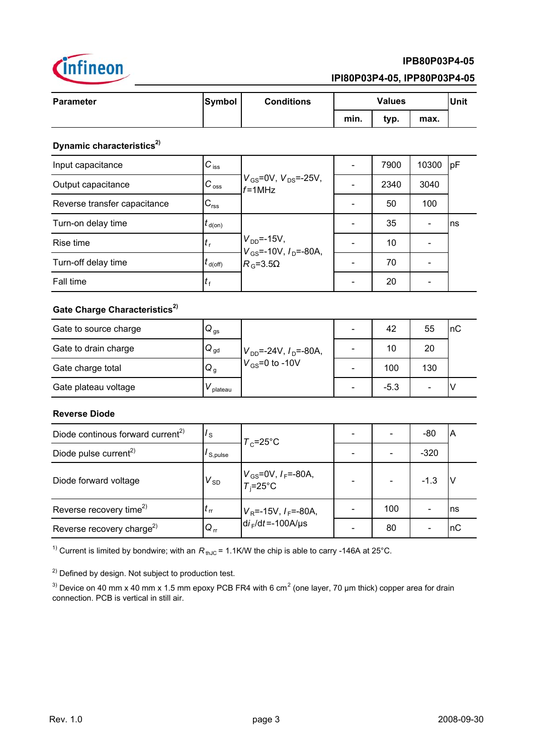| Parameter | Symbol | Conditions | Values | | | Unit |
|---|---|---|---|---|---|---|
| | | | min. | typ. | max. | |
| **Dynamic characteristics[2)]** | | | | | | |
| Input capacitance | $C_{iss}$ | $V_{GS}$=0V, $V_{DS}$=-25V, $f$=1MHz | - | 7900 | 10300 | pF |
| Output capacitance | $C_{oss}$ | | - | 2340 | 3040 | |
| Reverse transfer capacitance | $C_{rss}$ | | - | 50 | 100 | |
| Turn-on delay time | $t_{d(on)}$ | $V_{DD}$=-15V, $V_{GS}$=-10V, $I_D$=-80A, $R_G$=3.5Ω | - | 35 | - | ns |
| Rise time | $t_r$ | | - | 10 | - | |
| Turn-off delay time | $t_{d(off)}$ | | - | 70 | - | |
| Fall time | $t_f$ | | - | 20 | - | |
| **Gate Charge Characteristics[2)]** | | | | | | |
| Gate to source charge | $Q_{gs}$ | $V_{DD}$=-24V, $I_D$=-80A, $V_{GS}$=0 to -10V | - | 42 | 55 | nC |
| Gate to drain charge | $Q_{gd}$ | | - | 10 | 20 | |
| Gate charge total | $Q_g$ | | - | 100 | 130 | |
| Gate plateau voltage | $V_{plateau}$ | | - | -5.3 | - | V |
| **Reverse Diode** | | | | | | |
| Diode continous forward current[2)] | $I_S$ | $T_C$=25°C | - | - | -80 | A |
| Diode pulse current[2)] | $I_{S,pulse}$ | | - | - | -320 | |
| Diode forward voltage | $V_{SD}$ | $V_{GS}$=0V, $I_F$=-80A, $T_j$=25°C | - | - | -1.3 | V |
| Reverse recovery time[2)] | $t_{rr}$ | $V_R$=-15V, $I_F$=-80A, $di_F/dt$=-100A/µs | - | 100 | - | ns |
| Reverse recovery charge[2)] | $Q_{rr}$ | | - | 80 | - | nC |

[1)] Current is limited by bondwire; with an $R_{thJC}$ = 1.1K/W the chip is able to carry -146A at 25°C.

[2)] Defined by design. Not subject to production test.

[3)] Device on 40 mm x 40 mm x 1.5 mm epoxy PCB FR4 with 6 $cm^2$ (one layer, 70 µm thick) copper area for drain connection. PCB is vertical in still air.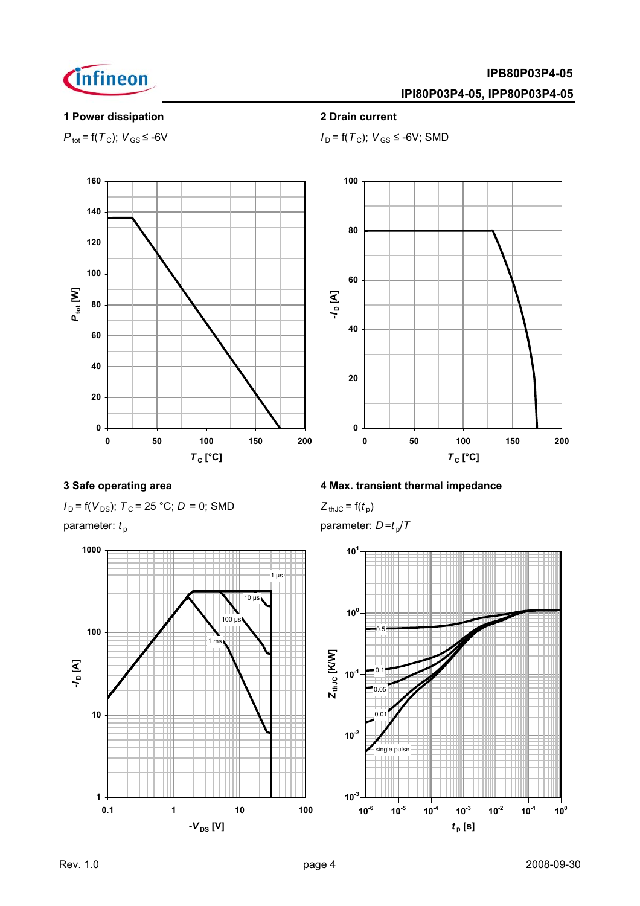## 1 Power dissipation

$P_{tot} = f(T_C)$; $V_{GS} \leq -6V$

## 2 Drain current

$I_D = f(T_C)$; $V_{GS} \leq -6V$; SMD

## 3 Safe operating area

$I_D = f(V_{DS})$; $T_C = 25\ °C$; $D = 0$; SMD

parameter: $t_p$

## 4 Max. transient thermal impedance

$Z_{thJC} = f(t_p)$

parameter: $D = t_p/T$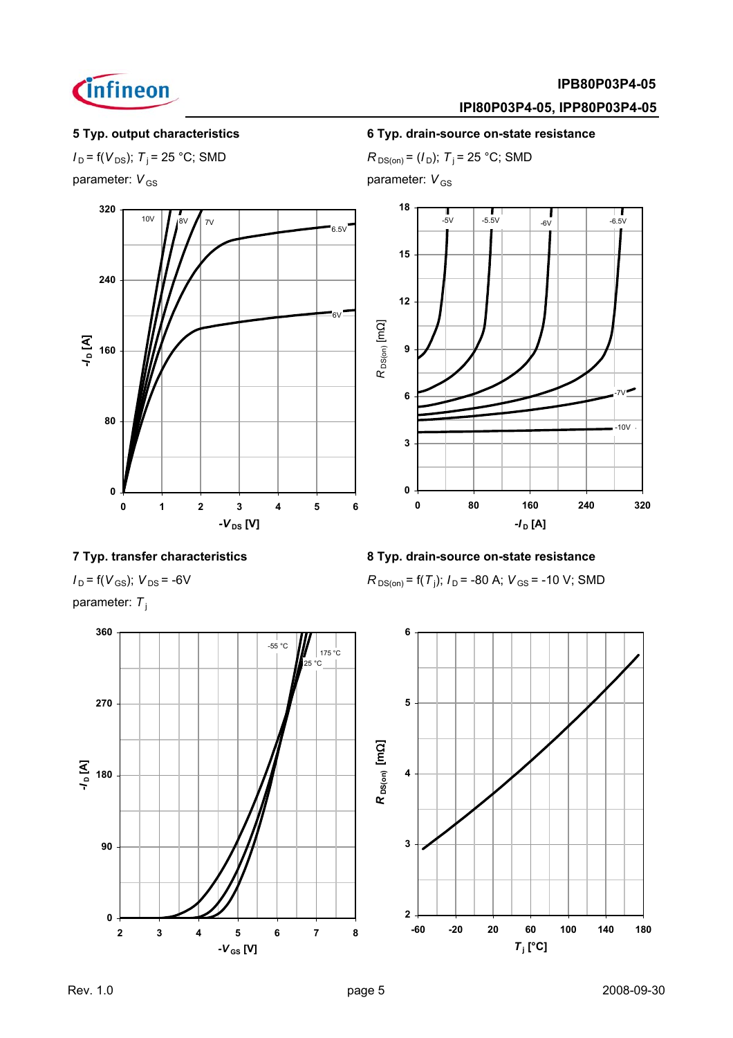### 5 Typ. output characteristics

$I_D = f(V_{DS})$; $T_j = 25$ °C; SMD

parameter: $V_{GS}$

### 6 Typ. drain-source on-state resistance

$R_{DS(on)} = (I_D)$; $T_j = 25$ °C; SMD

parameter: $V_{GS}$

### 7 Typ. transfer characteristics

$I_D = f(V_{GS})$; $V_{DS} = -6$V

parameter: $T_j$

### 8 Typ. drain-source on-state resistance

$R_{DS(on)} = f(T_j)$; $I_D = -80$ A; $V_{GS} = -10$ V; SMD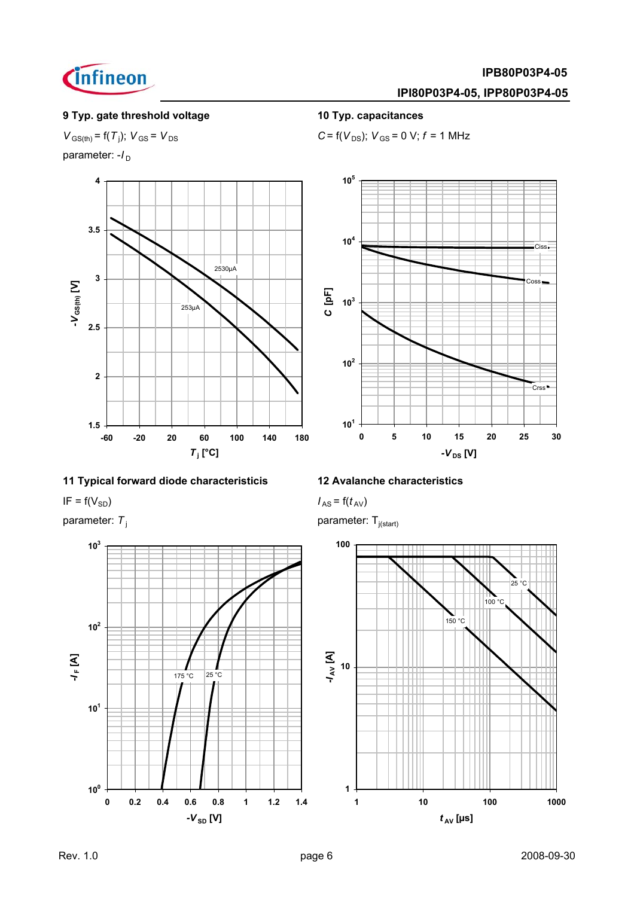### 9 Typ. gate threshold voltage

$V_{GS(th)} = f(T_j)$; $V_{GS} = V_{DS}$

parameter: $-I_D$

### 10 Typ. capacitances

$C = f(V_{DS})$; $V_{GS} = 0$ V; $f = 1$ MHz

### 11 Typical forward diode characteristicis

$I_F = f(V_{SD})$

parameter: $T_j$

### 12 Avalanche characteristics

$I_{AS} = f(t_{AV})$

parameter: $T_{j(start)}$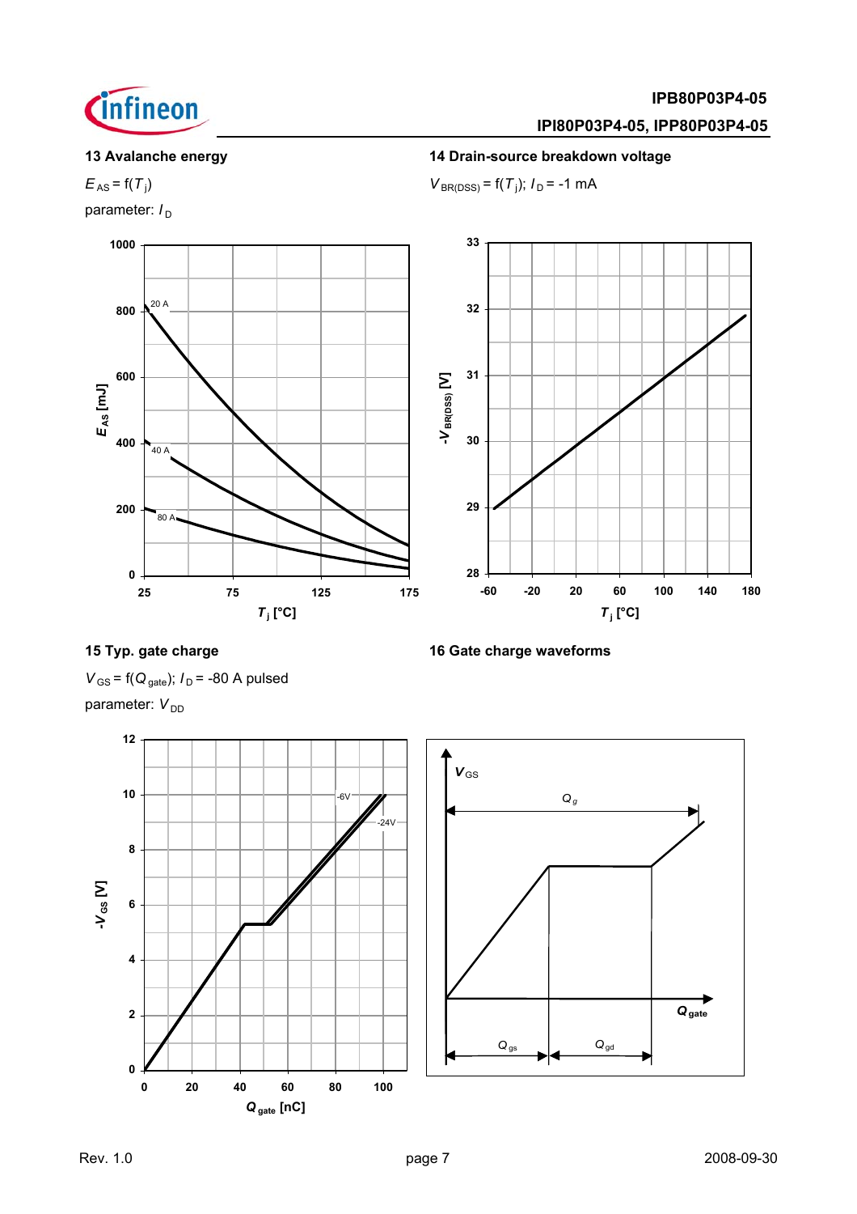### 13 Avalanche energy

$E_{AS} = f(T_j)$

parameter: $I_D$

### 14 Drain-source breakdown voltage

$V_{BR(DSS)} = f(T_j)$; $I_D = -1$ mA

### 15 Typ. gate charge

$V_{GS} = f(Q_{gate})$; $I_D = -80$ A pulsed

parameter: $V_{DD}$

### 16 Gate charge waveforms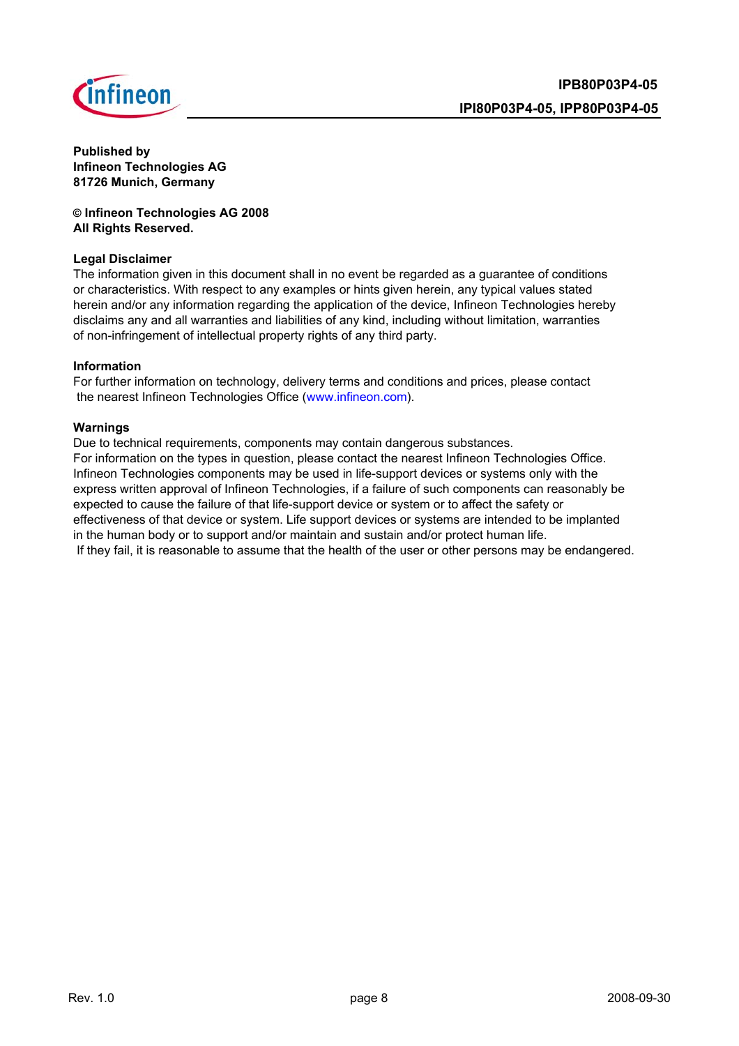**Published by**
**Infineon Technologies AG**
**81726 Munich, Germany**

**© Infineon Technologies AG 2008**
**All Rights Reserved.**

**Legal Disclaimer**

The information given in this document shall in no event be regarded as a guarantee of conditions or characteristics. With respect to any examples or hints given herein, any typical values stated herein and/or any information regarding the application of the device, Infineon Technologies hereby disclaims any and all warranties and liabilities of any kind, including without limitation, warranties of non-infringement of intellectual property rights of any third party.

**Information**

For further information on technology, delivery terms and conditions and prices, please contact the nearest Infineon Technologies Office (www.infineon.com).

**Warnings**

Due to technical requirements, components may contain dangerous substances.
For information on the types in question, please contact the nearest Infineon Technologies Office.
Infineon Technologies components may be used in life-support devices or systems only with the express written approval of Infineon Technologies, if a failure of such components can reasonably be expected to cause the failure of that life-support device or system or to affect the safety or effectiveness of that device or system. Life support devices or systems are intended to be implanted in the human body or to support and/or maintain and sustain and/or protect human life.
If they fail, it is reasonable to assume that the health of the user or other persons may be endangered.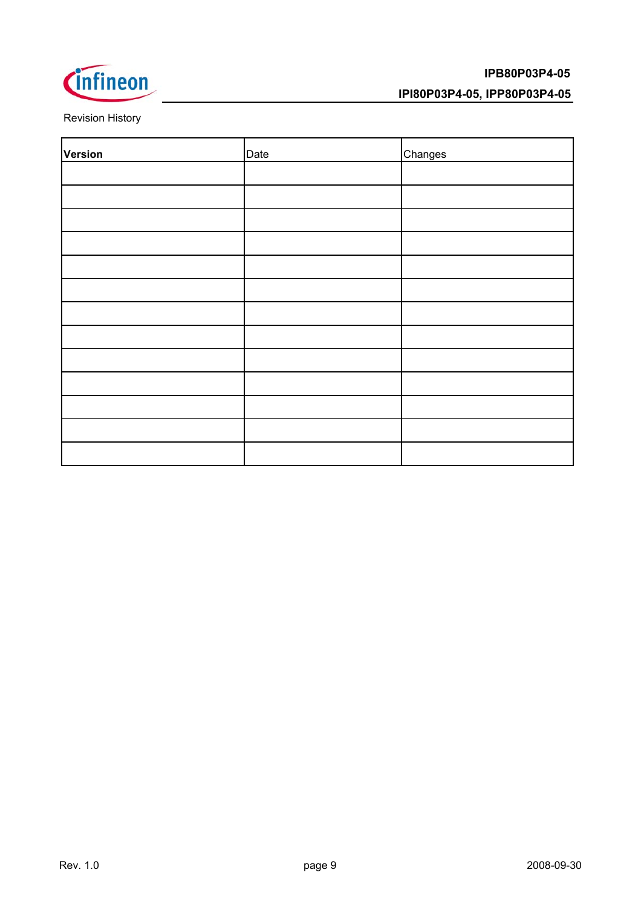Revision History

| **Version** | Date | Changes |
|---|---|---|
| | | |
| | | |
| | | |
| | | |
| | | |
| | | |
| | | |
| | | |
| | | |
| | | |
| | | |
| | | |
| | | |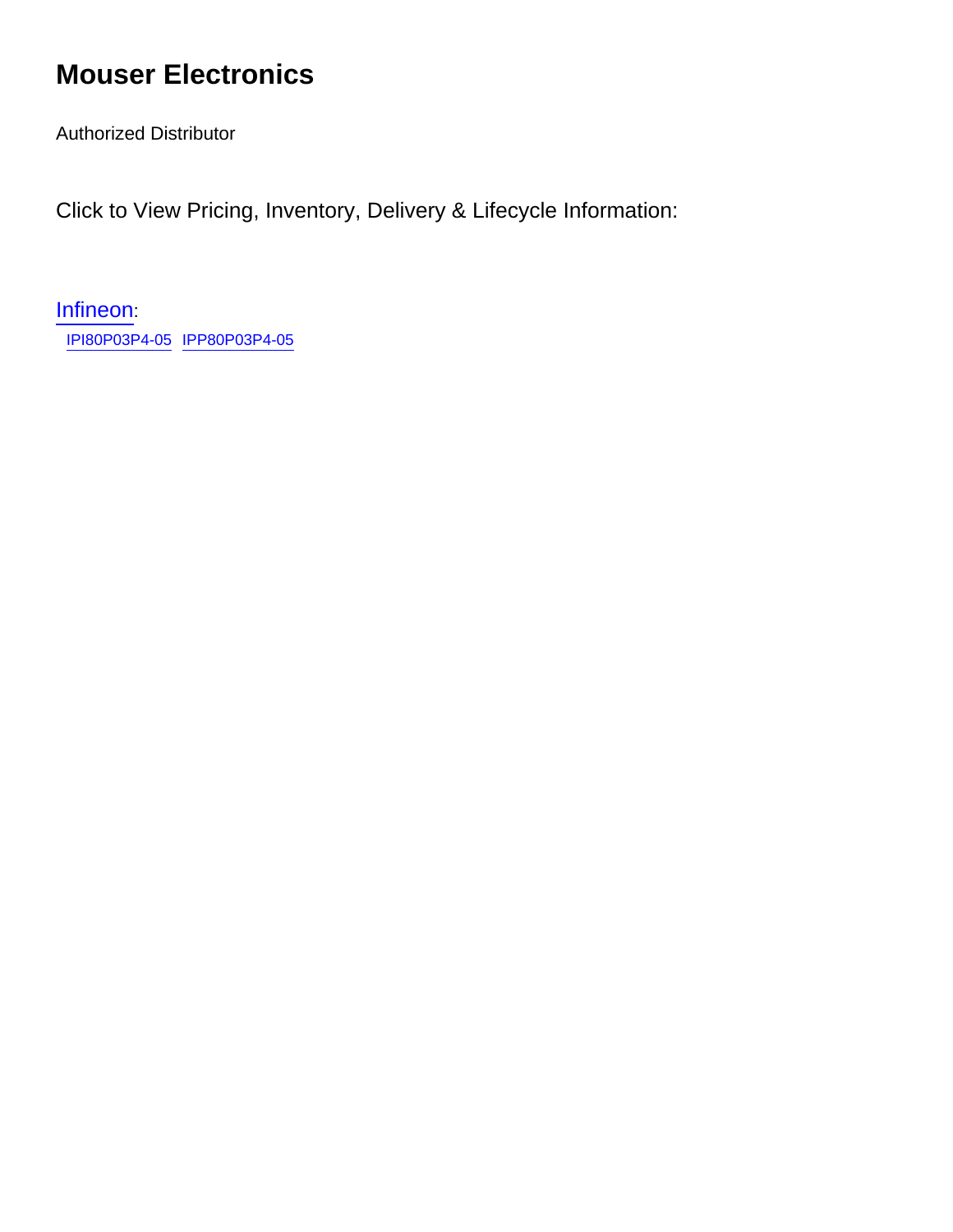# Mouser Electronics

Authorized Distributor

Click to View Pricing, Inventory, Delivery & Lifecycle Information:

Infineon:

IPI80P03P4-05 IPP80P03P4-05